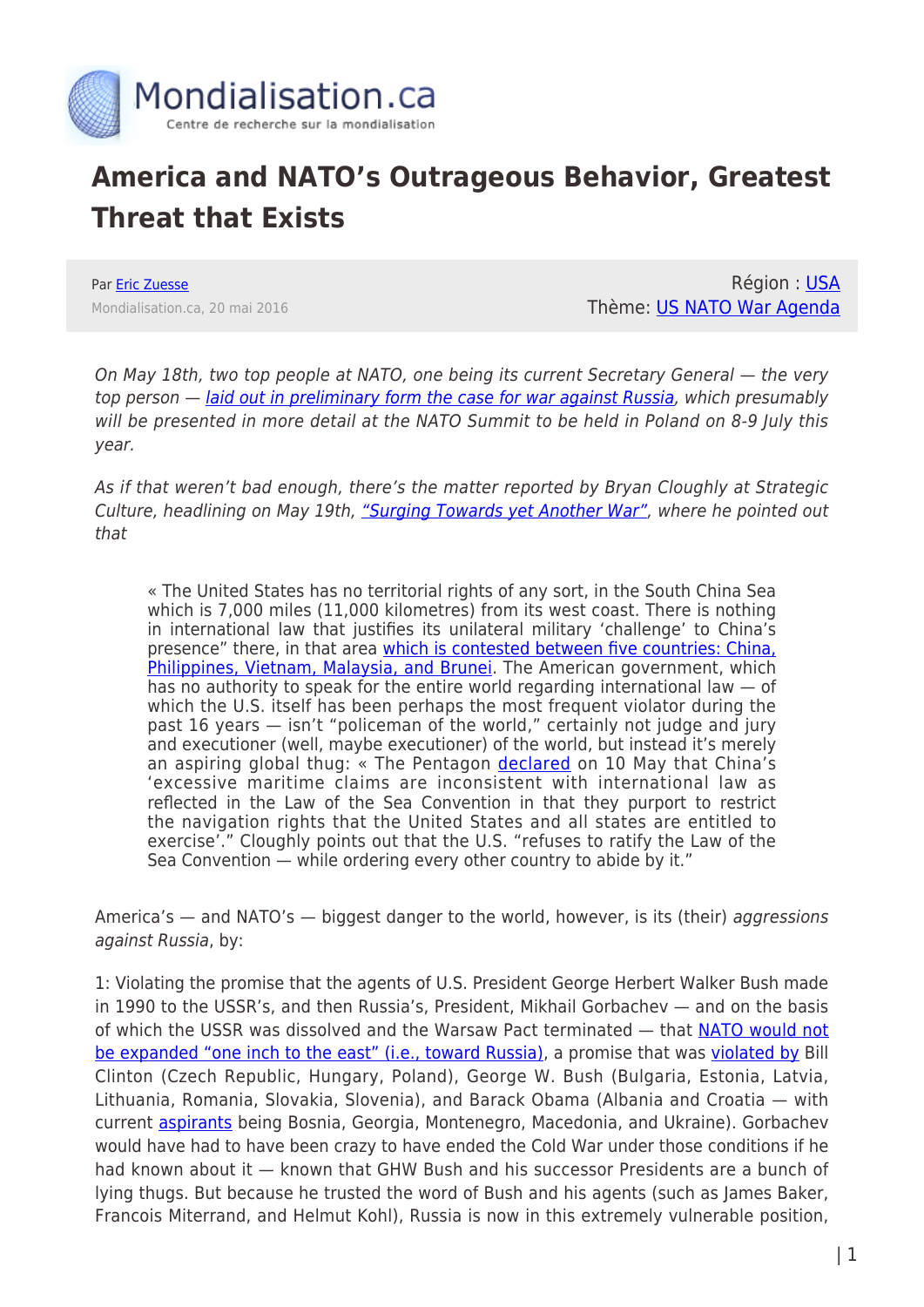# America and NATO's Outrageous Behavior, Greatest Threat that Exists

Par Eric Zuesse

Mondialisation.ca, 20 mai 2016

Région : USA

Thème: US NATO War Agenda

*On May 18th, two top people at NATO, one being its current Secretary General — the very top person — laid out in preliminary form the case for war against Russia, which presumably will be presented in more detail at the NATO Summit to be held in Poland on 8-9 July this year.*

*As if that weren't bad enough, there's the matter reported by Bryan Cloughly at Strategic Culture, headlining on May 19th, "Surging Towards yet Another War", where he pointed out that*

> « The United States has no territorial rights of any sort, in the South China Sea which is 7,000 miles (11,000 kilometres) from its west coast. There is nothing in international law that justifies its unilateral military 'challenge' to China's presence" there, in that area which is contested between five countries: China, Philippines, Vietnam, Malaysia, and Brunei. The American government, which has no authority to speak for the entire world regarding international law — of which the U.S. itself has been perhaps the most frequent violator during the past 16 years — isn't "policeman of the world," certainly not judge and jury and executioner (well, maybe executioner) of the world, but instead it's merely an aspiring global thug: « The Pentagon declared on 10 May that China's 'excessive maritime claims are inconsistent with international law as reflected in the Law of the Sea Convention in that they purport to restrict the navigation rights that the United States and all states are entitled to exercise'." Cloughly points out that the U.S. "refuses to ratify the Law of the Sea Convention — while ordering every other country to abide by it."

America's — and NATO's — biggest danger to the world, however, is its (their) *aggressions against Russia*, by:

1: Violating the promise that the agents of U.S. President George Herbert Walker Bush made in 1990 to the USSR's, and then Russia's, President, Mikhail Gorbachev — and on the basis of which the USSR was dissolved and the Warsaw Pact terminated — that NATO would not be expanded "one inch to the east" (i.e., toward Russia), a promise that was violated by Bill Clinton (Czech Republic, Hungary, Poland), George W. Bush (Bulgaria, Estonia, Latvia, Lithuania, Romania, Slovakia, Slovenia), and Barack Obama (Albania and Croatia — with current aspirants being Bosnia, Georgia, Montenegro, Macedonia, and Ukraine). Gorbachev would have had to have been crazy to have ended the Cold War under those conditions if he had known about it — known that GHW Bush and his successor Presidents are a bunch of lying thugs. But because he trusted the word of Bush and his agents (such as James Baker, Francois Miterrand, and Helmut Kohl), Russia is now in this extremely vulnerable position,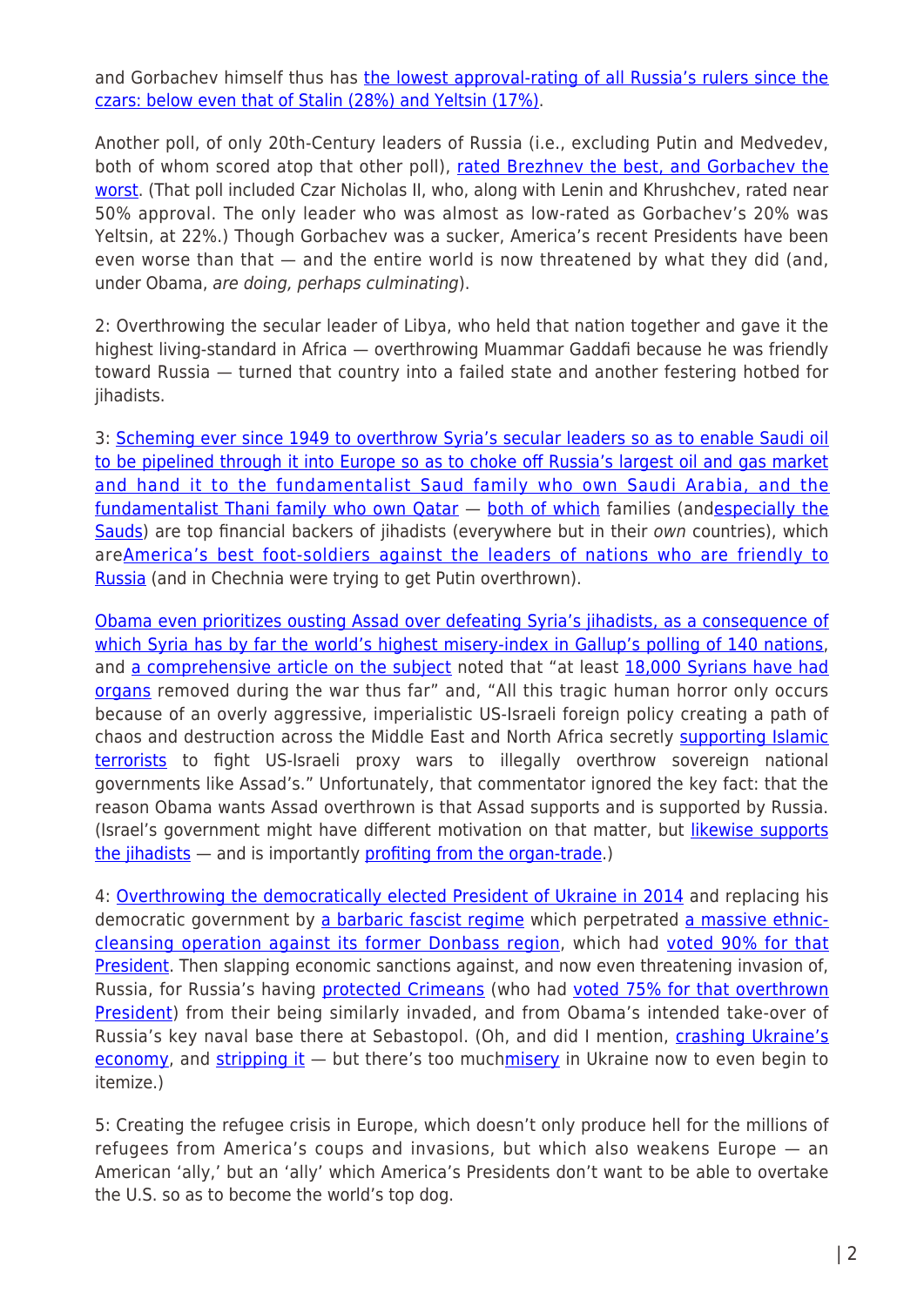and Gorbachev himself thus has the lowest approval-rating of all Russia's rulers since the czars: below even that of Stalin (28%) and Yeltsin (17%).

Another poll, of only 20th-Century leaders of Russia (i.e., excluding Putin and Medvedev, both of whom scored atop that other poll), rated Brezhnev the best, and Gorbachev the worst. (That poll included Czar Nicholas II, who, along with Lenin and Khrushchev, rated near 50% approval. The only leader who was almost as low-rated as Gorbachev's 20% was Yeltsin, at 22%.) Though Gorbachev was a sucker, America's recent Presidents have been even worse than that — and the entire world is now threatened by what they did (and, under Obama, *are doing, perhaps culminating*).

2: Overthrowing the secular leader of Libya, who held that nation together and gave it the highest living-standard in Africa — overthrowing Muammar Gaddafi because he was friendly toward Russia — turned that country into a failed state and another festering hotbed for jihadists.

3: Scheming ever since 1949 to overthrow Syria's secular leaders so as to enable Saudi oil to be pipelined through it into Europe so as to choke off Russia's largest oil and gas market and hand it to the fundamentalist Saud family who own Saudi Arabia, and the fundamentalist Thani family who own Qatar — both of which families (andespecially the Sauds) are top financial backers of jihadists (everywhere but in their *own* countries), which areAmerica's best foot-soldiers against the leaders of nations who are friendly to Russia (and in Chechnia were trying to get Putin overthrown).

Obama even prioritizes ousting Assad over defeating Syria's jihadists, as a consequence of which Syria has by far the world's highest misery-index in Gallup's polling of 140 nations, and a comprehensive article on the subject noted that "at least 18,000 Syrians have had organs removed during the war thus far" and, "All this tragic human horror only occurs because of an overly aggressive, imperialistic US-Israeli foreign policy creating a path of chaos and destruction across the Middle East and North Africa secretly supporting Islamic terrorists to fight US-Israeli proxy wars to illegally overthrow national sovereign governments like Assad's." Unfortunately, that commentator ignored the key fact: that the reason Obama wants Assad overthrown is that Assad supports and is supported by Russia. (Israel's government might have different motivation on that matter, but likewise supports the jihadists — and is importantly profiting from the organ-trade.)

4: Overthrowing the democratically elected President of Ukraine in 2014 and replacing his democratic government by a barbaric fascist regime which perpetrated a massive ethnic-cleansing operation against its former Donbass region, which had voted 90% for that President. Then slapping economic sanctions against, and now even threatening invasion of, Russia, for Russia's having protected Crimeans (who had voted 75% for that overthrown President) from their being similarly invaded, and from Obama's intended take-over of Russia's key naval base there at Sebastopol. (Oh, and did I mention, crashing Ukraine's economy, and stripping it — but there's too muchmisery in Ukraine now to even begin to itemize.)

5: Creating the refugee crisis in Europe, which doesn't only produce hell for the millions of refugees from America's coups and invasions, but which also weakens Europe — an American 'ally,' but an 'ally' which America's Presidents don't want to be able to overtake the U.S. so as to become the world's top dog.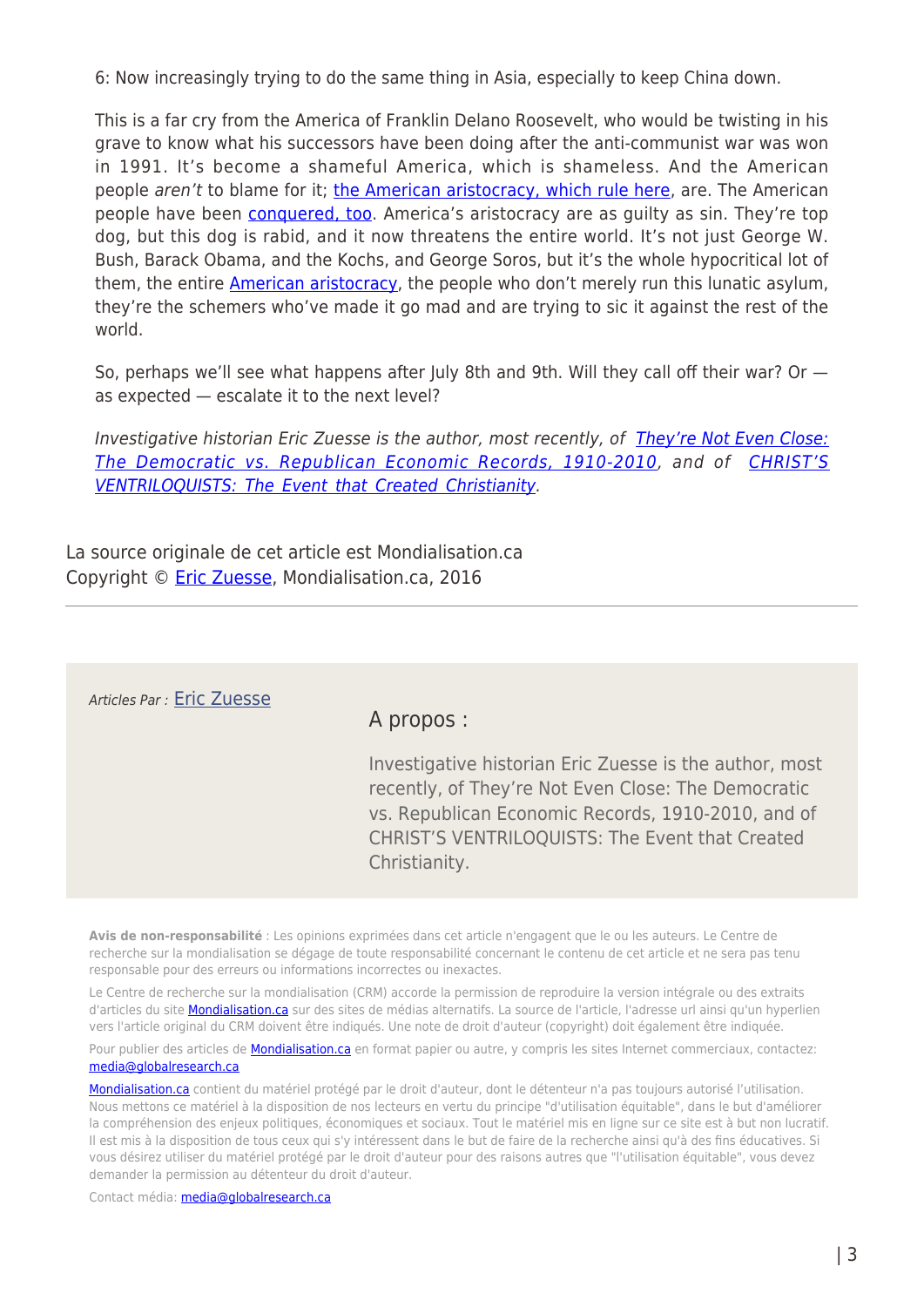6: Now increasingly trying to do the same thing in Asia, especially to keep China down.

This is a far cry from the America of Franklin Delano Roosevelt, who would be twisting in his grave to know what his successors have been doing after the anti-communist war was won in 1991. It's become a shameful America, which is shameless. And the American people *aren't* to blame for it; the American aristocracy, which rule here, are. The American people have been conquered, too. America's aristocracy are as guilty as sin. They're top dog, but this dog is rabid, and it now threatens the entire world. It's not just George W. Bush, Barack Obama, and the Kochs, and George Soros, but it's the whole hypocritical lot of them, the entire American aristocracy, the people who don't merely run this lunatic asylum, they're the schemers who've made it go mad and are trying to sic it against the rest of the world.

So, perhaps we'll see what happens after July 8th and 9th. Will they call off their war? Or — as expected — escalate it to the next level?

*Investigative historian Eric Zuesse is the author, most recently, of They're Not Even Close: The Democratic vs. Republican Economic Records, 1910-2010, and of CHRIST'S VENTRILOQUISTS: The Event that Created Christianity.*

La source originale de cet article est Mondialisation.ca
Copyright © Eric Zuesse, Mondialisation.ca, 2016

*Articles Par :* Eric Zuesse

A propos :

Investigative historian Eric Zuesse is the author, most recently, of They're Not Even Close: The Democratic vs. Republican Economic Records, 1910-2010, and of CHRIST'S VENTRILOQUISTS: The Event that Created Christianity.

**Avis de non-responsabilité** : Les opinions exprimées dans cet article n'engagent que le ou les auteurs. Le Centre de recherche sur la mondialisation se dégage de toute responsabilité concernant le contenu de cet article et ne sera pas tenu responsable pour des erreurs ou informations incorrectes ou inexactes.

Le Centre de recherche sur la mondialisation (CRM) accorde la permission de reproduire la version intégrale ou des extraits d'articles du site Mondialisation.ca sur des sites de médias alternatifs. La source de l'article, l'adresse url ainsi qu'un hyperlien vers l'article original du CRM doivent être indiqués. Une note de droit d'auteur (copyright) doit également être indiquée.

Pour publier des articles de Mondialisation.ca en format papier ou autre, y compris les sites Internet commerciaux, contactez: media@globalresearch.ca

Mondialisation.ca contient du matériel protégé par le droit d'auteur, dont le détenteur n'a pas toujours autorisé l'utilisation. Nous mettons ce matériel à la disposition de nos lecteurs en vertu du principe "d'utilisation équitable", dans le but d'améliorer la compréhension des enjeux politiques, économiques et sociaux. Tout le matériel mis en ligne sur ce site est à but non lucratif. Il est mis à la disposition de tous ceux qui s'y intéressent dans le but de faire de la recherche ainsi qu'à des fins éducatives. Si vous désirez utiliser du matériel protégé par le droit d'auteur pour des raisons autres que "l'utilisation équitable", vous devez demander la permission au détenteur du droit d'auteur.

Contact média: media@globalresearch.ca